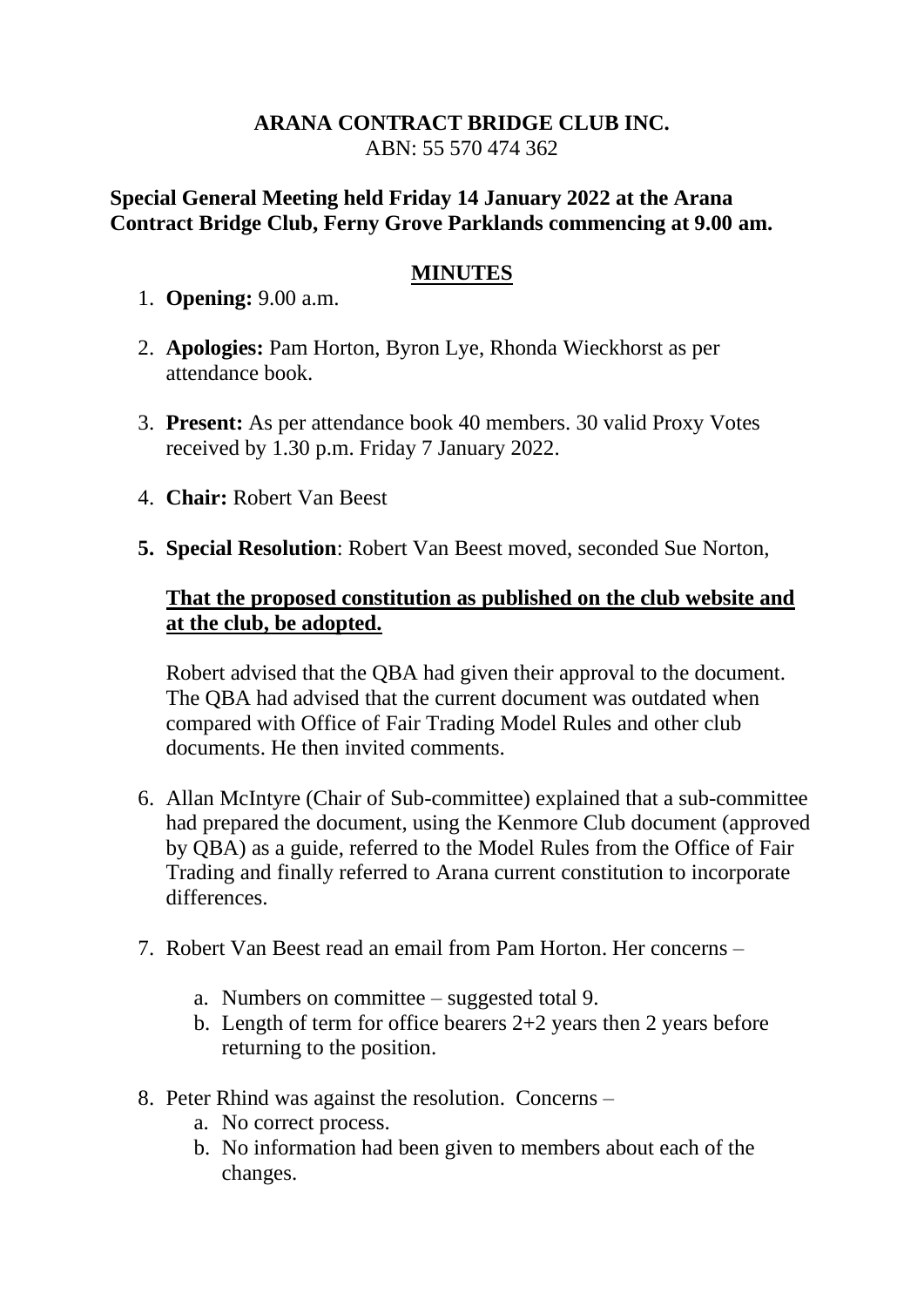**ARANA CONTRACT BRIDGE CLUB INC.**
ABN: 55 570 474 362

**Special General Meeting held Friday 14 January 2022 at the Arana Contract Bridge Club, Ferny Grove Parklands commencing at 9.00 am.**

## MINUTES

1. **Opening:** 9.00 a.m.

2. **Apologies:** Pam Horton, Byron Lye, Rhonda Wieckhorst as per attendance book.

3. **Present:** As per attendance book 40 members. 30 valid Proxy Votes received by 1.30 p.m. Friday 7 January 2022.

4. **Chair:** Robert Van Beest

5. **Special Resolution**: Robert Van Beest moved, seconded Sue Norton,

   **That the proposed constitution as published on the club website and at the club, be adopted.**

   Robert advised that the QBA had given their approval to the document. The QBA had advised that the current document was outdated when compared with Office of Fair Trading Model Rules and other club documents. He then invited comments.

6. Allan McIntyre (Chair of Sub-committee) explained that a sub-committee had prepared the document, using the Kenmore Club document (approved by QBA) as a guide, referred to the Model Rules from the Office of Fair Trading and finally referred to Arana current constitution to incorporate differences.

7. Robert Van Beest read an email from Pam Horton. Her concerns –

   a. Numbers on committee – suggested total 9.
   b. Length of term for office bearers 2+2 years then 2 years before returning to the position.

8. Peter Rhind was against the resolution. Concerns –
   a. No correct process.
   b. No information had been given to members about each of the changes.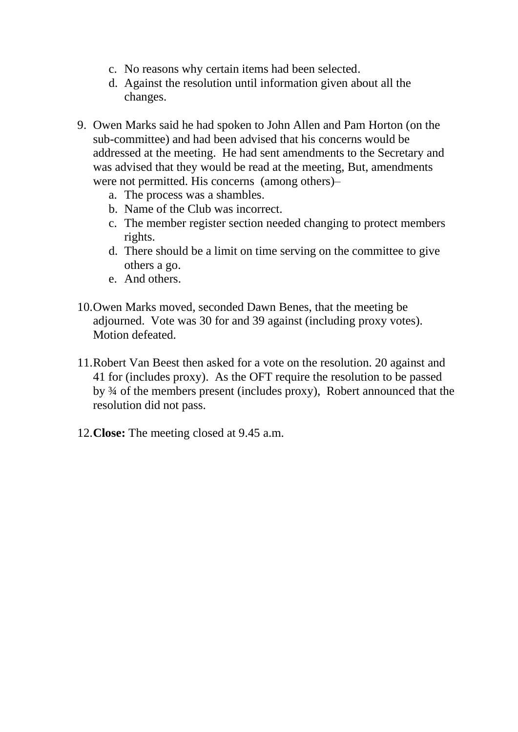c. No reasons why certain items had been selected.
   d. Against the resolution until information given about all the changes.

9. Owen Marks said he had spoken to John Allen and Pam Horton (on the sub-committee) and had been advised that his concerns would be addressed at the meeting. He had sent amendments to the Secretary and was advised that they would be read at the meeting, But, amendments were not permitted. His concerns (among others)–
   a. The process was a shambles.
   b. Name of the Club was incorrect.
   c. The member register section needed changing to protect members rights.
   d. There should be a limit on time serving on the committee to give others a go.
   e. And others.

10. Owen Marks moved, seconded Dawn Benes, that the meeting be adjourned. Vote was 30 for and 39 against (including proxy votes). Motion defeated.

11. Robert Van Beest then asked for a vote on the resolution. 20 against and 41 for (includes proxy). As the OFT require the resolution to be passed by ¾ of the members present (includes proxy), Robert announced that the resolution did not pass.

12. **Close:** The meeting closed at 9.45 a.m.